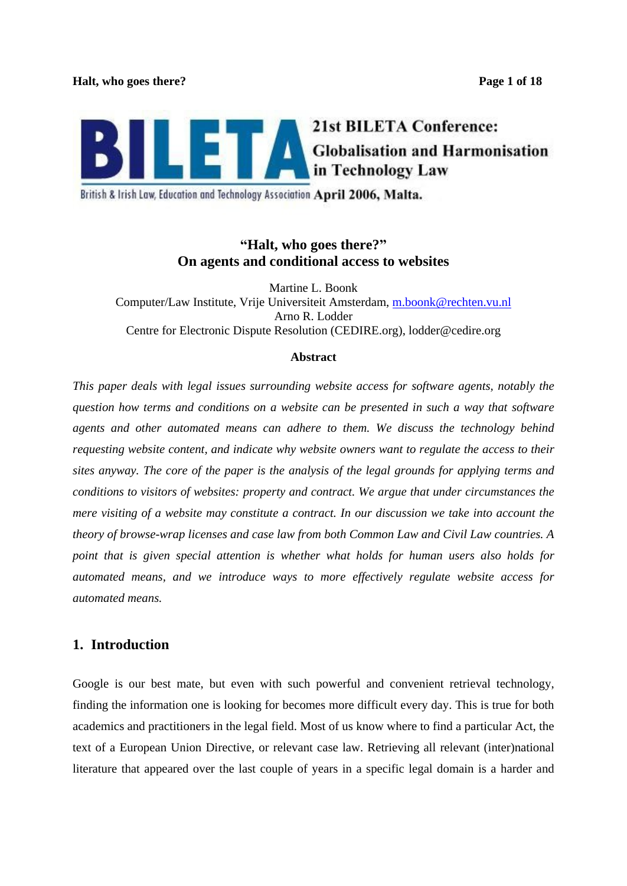21st BILETA Conference: Globalisation and Harmonisation in Technology Law

British & Irish Law, Education and Technology Association April 2006, Malta.

# "Halt, who goes there?" On agents and conditional access to websites

Martine L. Boonk
Computer/Law Institute, Vrije Universiteit Amsterdam, m.boonk@rechten.vu.nl
Arno R. Lodder
Centre for Electronic Dispute Resolution (CEDIRE.org), lodder@cedire.org

**Abstract**

*This paper deals with legal issues surrounding website access for software agents, notably the question how terms and conditions on a website can be presented in such a way that software agents and other automated means can adhere to them. We discuss the technology behind requesting website content, and indicate why website owners want to regulate the access to their sites anyway. The core of the paper is the analysis of the legal grounds for applying terms and conditions to visitors of websites: property and contract. We argue that under circumstances the mere visiting of a website may constitute a contract. In our discussion we take into account the theory of browse-wrap licenses and case law from both Common Law and Civil Law countries. A point that is given special attention is whether what holds for human users also holds for automated means, and we introduce ways to more effectively regulate website access for automated means.*

## 1. Introduction

Google is our best mate, but even with such powerful and convenient retrieval technology, finding the information one is looking for becomes more difficult every day. This is true for both academics and practitioners in the legal field. Most of us know where to find a particular Act, the text of a European Union Directive, or relevant case law. Retrieving all relevant (inter)national literature that appeared over the last couple of years in a specific legal domain is a harder and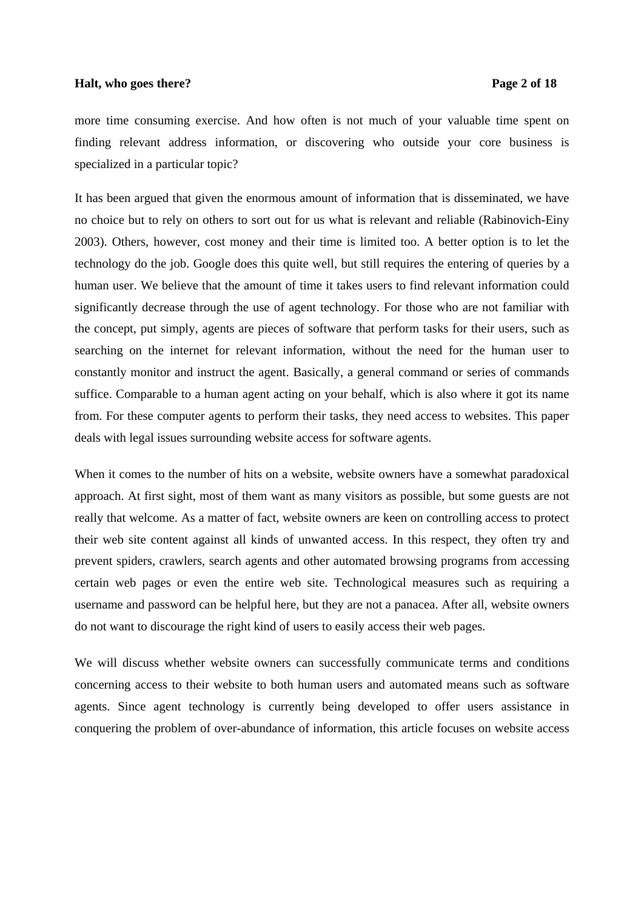more time consuming exercise. And how often is not much of your valuable time spent on finding relevant address information, or discovering who outside your core business is specialized in a particular topic?

It has been argued that given the enormous amount of information that is disseminated, we have no choice but to rely on others to sort out for us what is relevant and reliable (Rabinovich-Einy 2003). Others, however, cost money and their time is limited too. A better option is to let the technology do the job. Google does this quite well, but still requires the entering of queries by a human user. We believe that the amount of time it takes users to find relevant information could significantly decrease through the use of agent technology. For those who are not familiar with the concept, put simply, agents are pieces of software that perform tasks for their users, such as searching on the internet for relevant information, without the need for the human user to constantly monitor and instruct the agent. Basically, a general command or series of commands suffice. Comparable to a human agent acting on your behalf, which is also where it got its name from. For these computer agents to perform their tasks, they need access to websites. This paper deals with legal issues surrounding website access for software agents.

When it comes to the number of hits on a website, website owners have a somewhat paradoxical approach. At first sight, most of them want as many visitors as possible, but some guests are not really that welcome. As a matter of fact, website owners are keen on controlling access to protect their web site content against all kinds of unwanted access. In this respect, they often try and prevent spiders, crawlers, search agents and other automated browsing programs from accessing certain web pages or even the entire web site. Technological measures such as requiring a username and password can be helpful here, but they are not a panacea. After all, website owners do not want to discourage the right kind of users to easily access their web pages.

We will discuss whether website owners can successfully communicate terms and conditions concerning access to their website to both human users and automated means such as software agents. Since agent technology is currently being developed to offer users assistance in conquering the problem of over-abundance of information, this article focuses on website access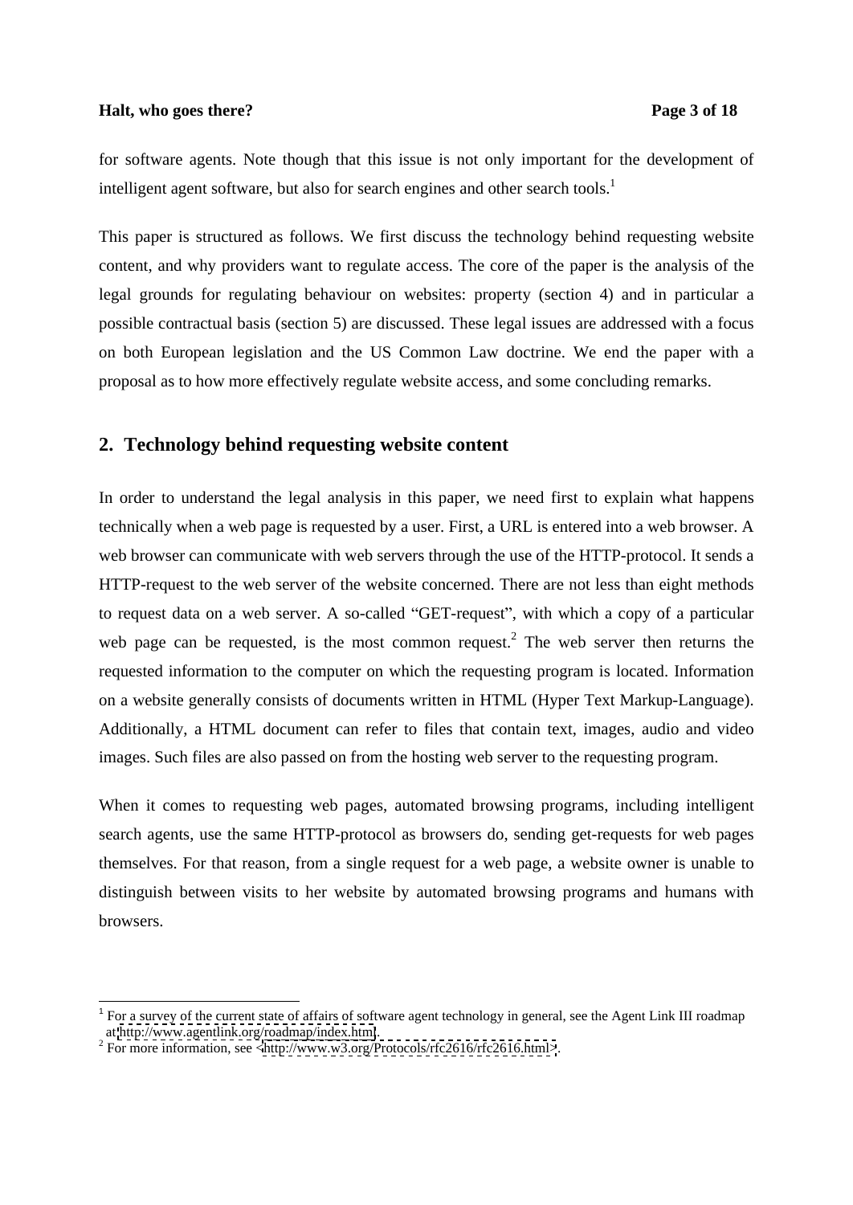for software agents. Note though that this issue is not only important for the development of intelligent agent software, but also for search engines and other search tools.[1]

This paper is structured as follows. We first discuss the technology behind requesting website content, and why providers want to regulate access. The core of the paper is the analysis of the legal grounds for regulating behaviour on websites: property (section 4) and in particular a possible contractual basis (section 5) are discussed. These legal issues are addressed with a focus on both European legislation and the US Common Law doctrine. We end the paper with a proposal as to how more effectively regulate website access, and some concluding remarks.

## 2. Technology behind requesting website content

In order to understand the legal analysis in this paper, we need first to explain what happens technically when a web page is requested by a user. First, a URL is entered into a web browser. A web browser can communicate with web servers through the use of the HTTP-protocol. It sends a HTTP-request to the web server of the website concerned. There are not less than eight methods to request data on a web server. A so-called "GET-request", with which a copy of a particular web page can be requested, is the most common request.[2] The web server then returns the requested information to the computer on which the requesting program is located. Information on a website generally consists of documents written in HTML (Hyper Text Markup-Language). Additionally, a HTML document can refer to files that contain text, images, audio and video images. Such files are also passed on from the hosting web server to the requesting program.

When it comes to requesting web pages, automated browsing programs, including intelligent search agents, use the same HTTP-protocol as browsers do, sending get-requests for web pages themselves. For that reason, from a single request for a web page, a website owner is unable to distinguish between visits to her website by automated browsing programs and humans with browsers.

---

[1] For a survey of the current state of affairs of software agent technology in general, see the Agent Link III roadmap at http://www.agentlink.org/roadmap/index.html.

[2] For more information, see <http://www.w3.org/Protocols/rfc2616/rfc2616.html>.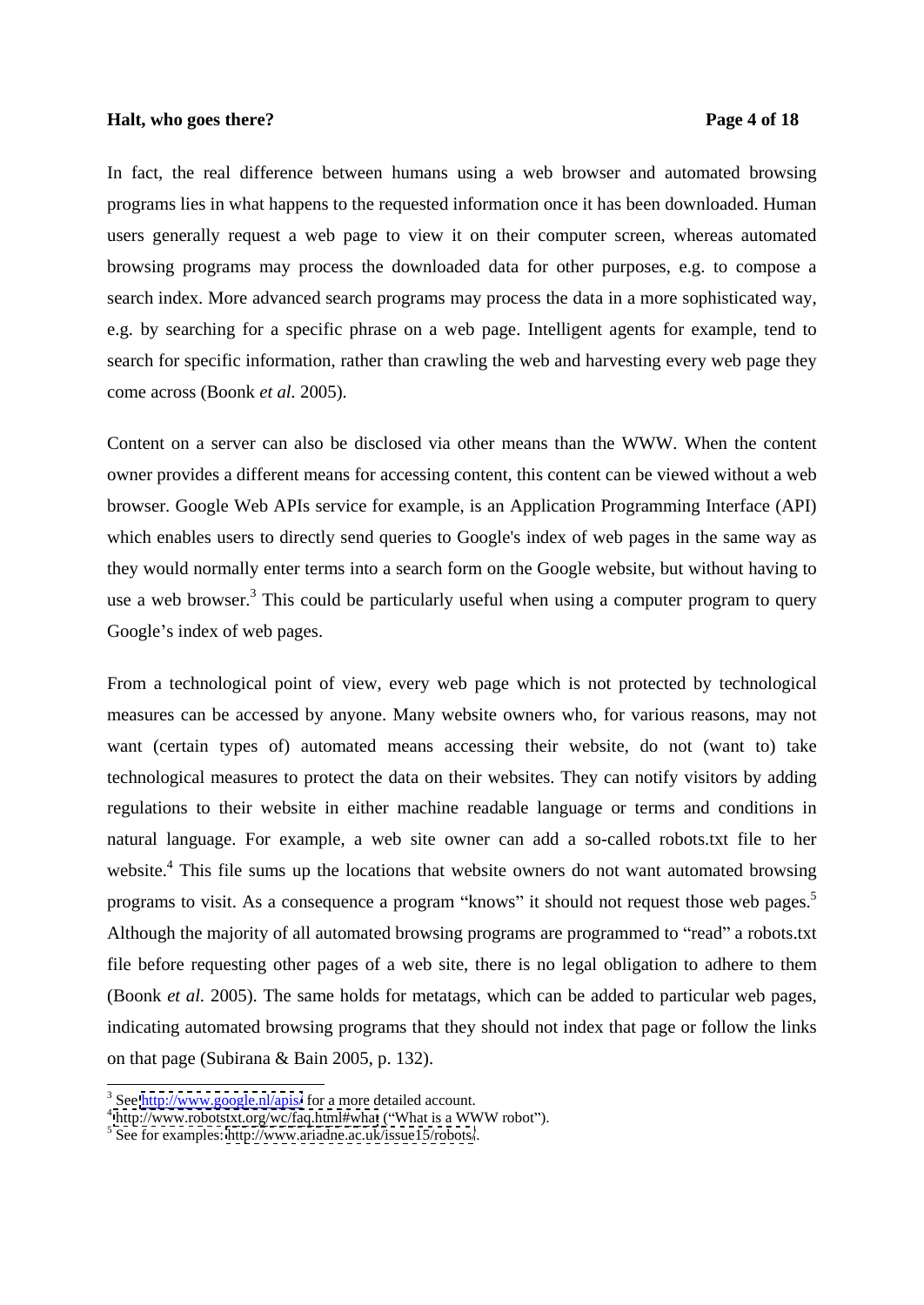In fact, the real difference between humans using a web browser and automated browsing programs lies in what happens to the requested information once it has been downloaded. Human users generally request a web page to view it on their computer screen, whereas automated browsing programs may process the downloaded data for other purposes, e.g. to compose a search index. More advanced search programs may process the data in a more sophisticated way, e.g. by searching for a specific phrase on a web page. Intelligent agents for example, tend to search for specific information, rather than crawling the web and harvesting every web page they come across (Boonk *et al.* 2005).

Content on a server can also be disclosed via other means than the WWW. When the content owner provides a different means for accessing content, this content can be viewed without a web browser. Google Web APIs service for example, is an Application Programming Interface (API) which enables users to directly send queries to Google's index of web pages in the same way as they would normally enter terms into a search form on the Google website, but without having to use a web browser.[3] This could be particularly useful when using a computer program to query Google's index of web pages.

From a technological point of view, every web page which is not protected by technological measures can be accessed by anyone. Many website owners who, for various reasons, may not want (certain types of) automated means accessing their website, do not (want to) take technological measures to protect the data on their websites. They can notify visitors by adding regulations to their website in either machine readable language or terms and conditions in natural language. For example, a web site owner can add a so-called robots.txt file to her website.[4] This file sums up the locations that website owners do not want automated browsing programs to visit. As a consequence a program "knows" it should not request those web pages.[5] Although the majority of all automated browsing programs are programmed to "read" a robots.txt file before requesting other pages of a web site, there is no legal obligation to adhere to them (Boonk *et al.* 2005). The same holds for metatags, which can be added to particular web pages, indicating automated browsing programs that they should not index that page or follow the links on that page (Subirana & Bain 2005, p. 132).

---

[3] See http://www.google.nl/apis/ for a more detailed account.

[4] http://www.robotstxt.org/wc/faq.html#what ("What is a WWW robot").

[5] See for examples: http://www.ariadne.ac.uk/issue15/robots/.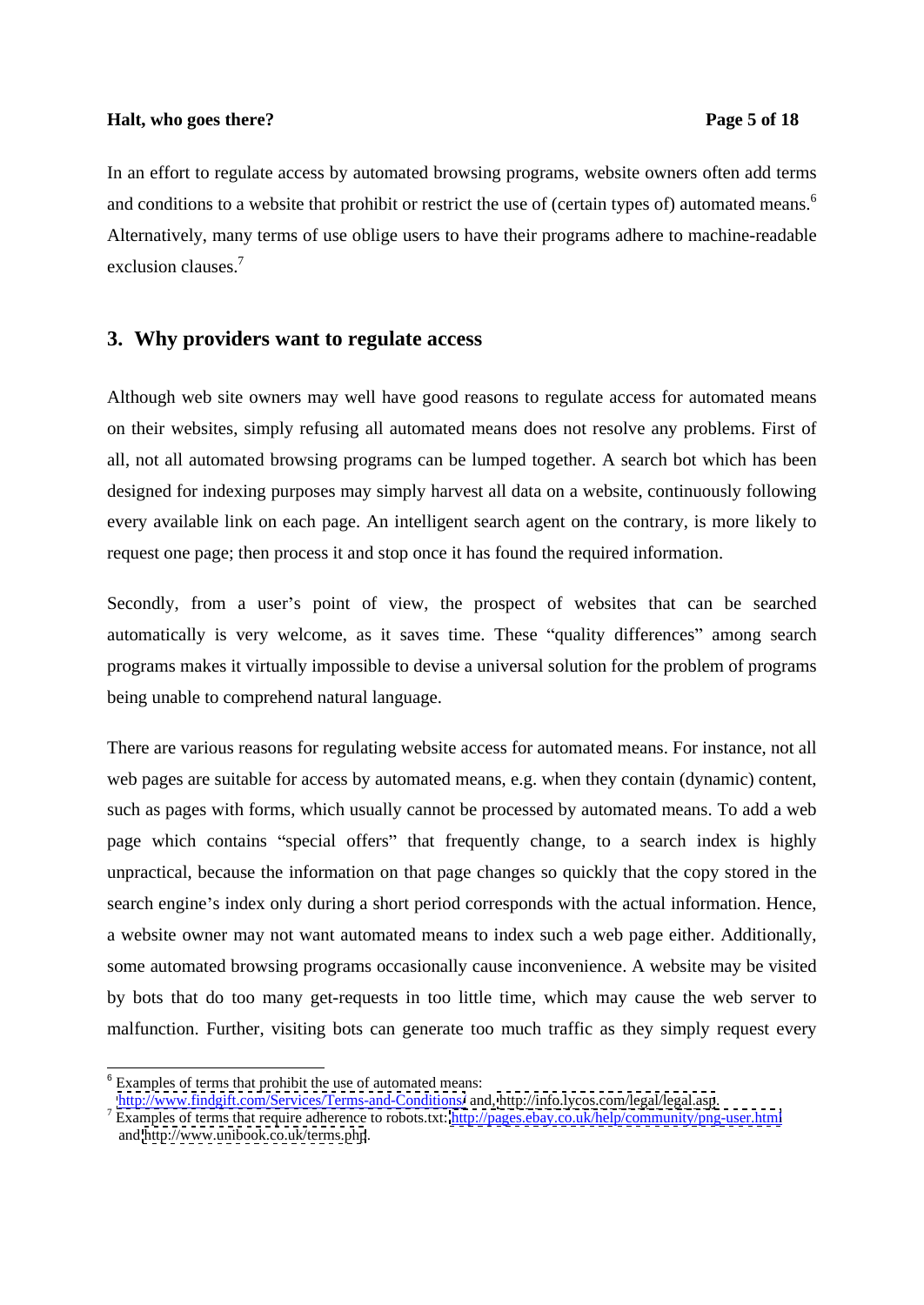In an effort to regulate access by automated browsing programs, website owners often add terms and conditions to a website that prohibit or restrict the use of (certain types of) automated means.[6] Alternatively, many terms of use oblige users to have their programs adhere to machine-readable exclusion clauses.[7]

## 3. Why providers want to regulate access

Although web site owners may well have good reasons to regulate access for automated means on their websites, simply refusing all automated means does not resolve any problems. First of all, not all automated browsing programs can be lumped together. A search bot which has been designed for indexing purposes may simply harvest all data on a website, continuously following every available link on each page. An intelligent search agent on the contrary, is more likely to request one page; then process it and stop once it has found the required information.

Secondly, from a user's point of view, the prospect of websites that can be searched automatically is very welcome, as it saves time. These "quality differences" among search programs makes it virtually impossible to devise a universal solution for the problem of programs being unable to comprehend natural language.

There are various reasons for regulating website access for automated means. For instance, not all web pages are suitable for access by automated means, e.g. when they contain (dynamic) content, such as pages with forms, which usually cannot be processed by automated means. To add a web page which contains "special offers" that frequently change, to a search index is highly unpractical, because the information on that page changes so quickly that the copy stored in the search engine's index only during a short period corresponds with the actual information. Hence, a website owner may not want automated means to index such a web page either. Additionally, some automated browsing programs occasionally cause inconvenience. A website may be visited by bots that do too many get-requests in too little time, which may cause the web server to malfunction. Further, visiting bots can generate too much traffic as they simply request every

---

[6] Examples of terms that prohibit the use of automated means: http://www.findgift.com/Services/Terms-and-Conditions and http://info.lycos.com/legal/legal.asp.

[7] Examples of terms that require adherence to robots.txt: http://pages.ebay.co.uk/help/community/png-user.html and http://www.unibook.co.uk/terms.php.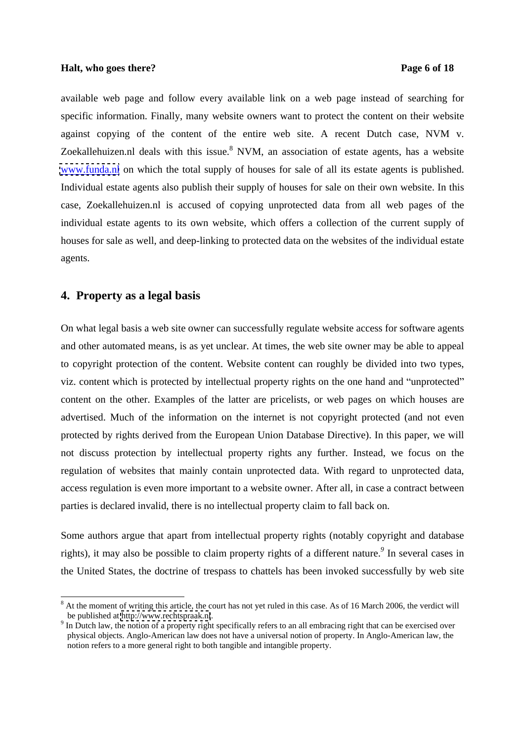available web page and follow every available link on a web page instead of searching for specific information. Finally, many website owners want to protect the content on their website against copying of the content of the entire web site. A recent Dutch case, NVM v. Zoekallehuizen.nl deals with this issue.[8] NVM, an association of estate agents, has a website www.funda.nl on which the total supply of houses for sale of all its estate agents is published. Individual estate agents also publish their supply of houses for sale on their own website. In this case, Zoekallehuizen.nl is accused of copying unprotected data from all web pages of the individual estate agents to its own website, which offers a collection of the current supply of houses for sale as well, and deep-linking to protected data on the websites of the individual estate agents.

## 4. Property as a legal basis

On what legal basis a web site owner can successfully regulate website access for software agents and other automated means, is as yet unclear. At times, the web site owner may be able to appeal to copyright protection of the content. Website content can roughly be divided into two types, viz. content which is protected by intellectual property rights on the one hand and "unprotected" content on the other. Examples of the latter are pricelists, or web pages on which houses are advertised. Much of the information on the internet is not copyright protected (and not even protected by rights derived from the European Union Database Directive). In this paper, we will not discuss protection by intellectual property rights any further. Instead, we focus on the regulation of websites that mainly contain unprotected data. With regard to unprotected data, access regulation is even more important to a website owner. After all, in case a contract between parties is declared invalid, there is no intellectual property claim to fall back on.

Some authors argue that apart from intellectual property rights (notably copyright and database rights), it may also be possible to claim property rights of a different nature.[9] In several cases in the United States, the doctrine of trespass to chattels has been invoked successfully by web site

---

[8] At the moment of writing this article, the court has not yet ruled in this case. As of 16 March 2006, the verdict will be published at http://www.rechtspraak.nl.

[9] In Dutch law, the notion of a property right specifically refers to an all embracing right that can be exercised over physical objects. Anglo-American law does not have a universal notion of property. In Anglo-American law, the notion refers to a more general right to both tangible and intangible property.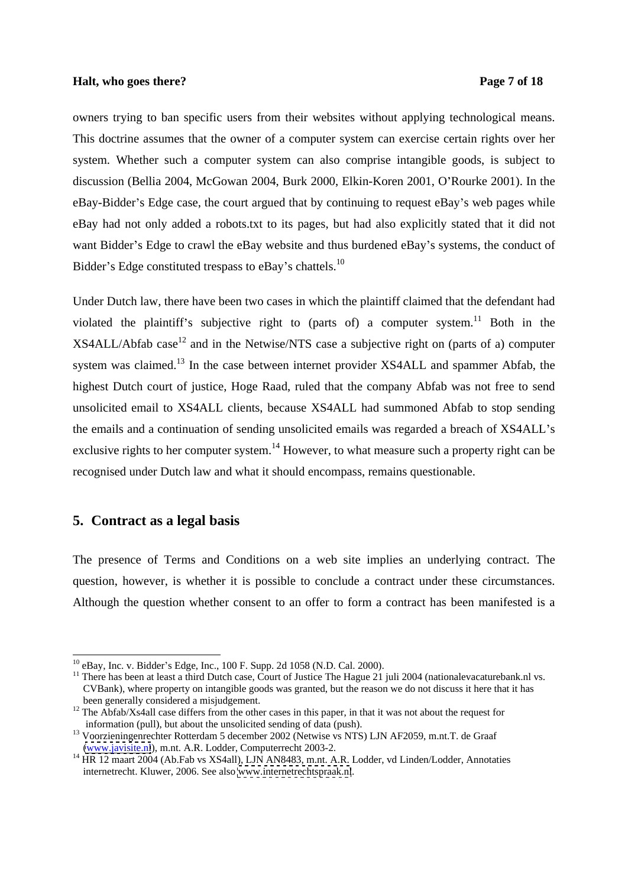owners trying to ban specific users from their websites without applying technological means. This doctrine assumes that the owner of a computer system can exercise certain rights over her system. Whether such a computer system can also comprise intangible goods, is subject to discussion (Bellia 2004, McGowan 2004, Burk 2000, Elkin-Koren 2001, O'Rourke 2001). In the eBay-Bidder's Edge case, the court argued that by continuing to request eBay's web pages while eBay had not only added a robots.txt to its pages, but had also explicitly stated that it did not want Bidder's Edge to crawl the eBay website and thus burdened eBay's systems, the conduct of Bidder's Edge constituted trespass to eBay's chattels.[10]

Under Dutch law, there have been two cases in which the plaintiff claimed that the defendant had violated the plaintiff's subjective right to (parts of) a computer system.[11] Both in the XS4ALL/Abfab case[12] and in the Netwise/NTS case a subjective right on (parts of a) computer system was claimed.[13] In the case between internet provider XS4ALL and spammer Abfab, the highest Dutch court of justice, Hoge Raad, ruled that the company Abfab was not free to send unsolicited email to XS4ALL clients, because XS4ALL had summoned Abfab to stop sending the emails and a continuation of sending unsolicited emails was regarded a breach of XS4ALL's exclusive rights to her computer system.[14] However, to what measure such a property right can be recognised under Dutch law and what it should encompass, remains questionable.

## 5. Contract as a legal basis

The presence of Terms and Conditions on a web site implies an underlying contract. The question, however, is whether it is possible to conclude a contract under these circumstances. Although the question whether consent to an offer to form a contract has been manifested is a

---

[10] eBay, Inc. v. Bidder's Edge, Inc., 100 F. Supp. 2d 1058 (N.D. Cal. 2000).

[11] There has been at least a third Dutch case, Court of Justice The Hague 21 juli 2004 (nationalevacaturebank.nl vs. CVBank), where property on intangible goods was granted, but the reason we do not discuss it here that it has been generally considered a misjudgement.

[12] The Abfab/Xs4all case differs from the other cases in this paper, in that it was not about the request for information (pull), but about the unsolicited sending of data (push).

[13] Voorzieningenrechter Rotterdam 5 december 2002 (Netwise vs NTS) LJN AF2059, m.nt.T. de Graaf (www.javisite.nl), m.nt. A.R. Lodder, Computerrecht 2003-2.

[14] HR 12 maart 2004 (Ab.Fab vs XS4all), LJN AN8483, m.nt. A.R. Lodder, vd Linden/Lodder, Annotaties internetrecht. Kluwer, 2006. See also www.internetrechtspraak.nl.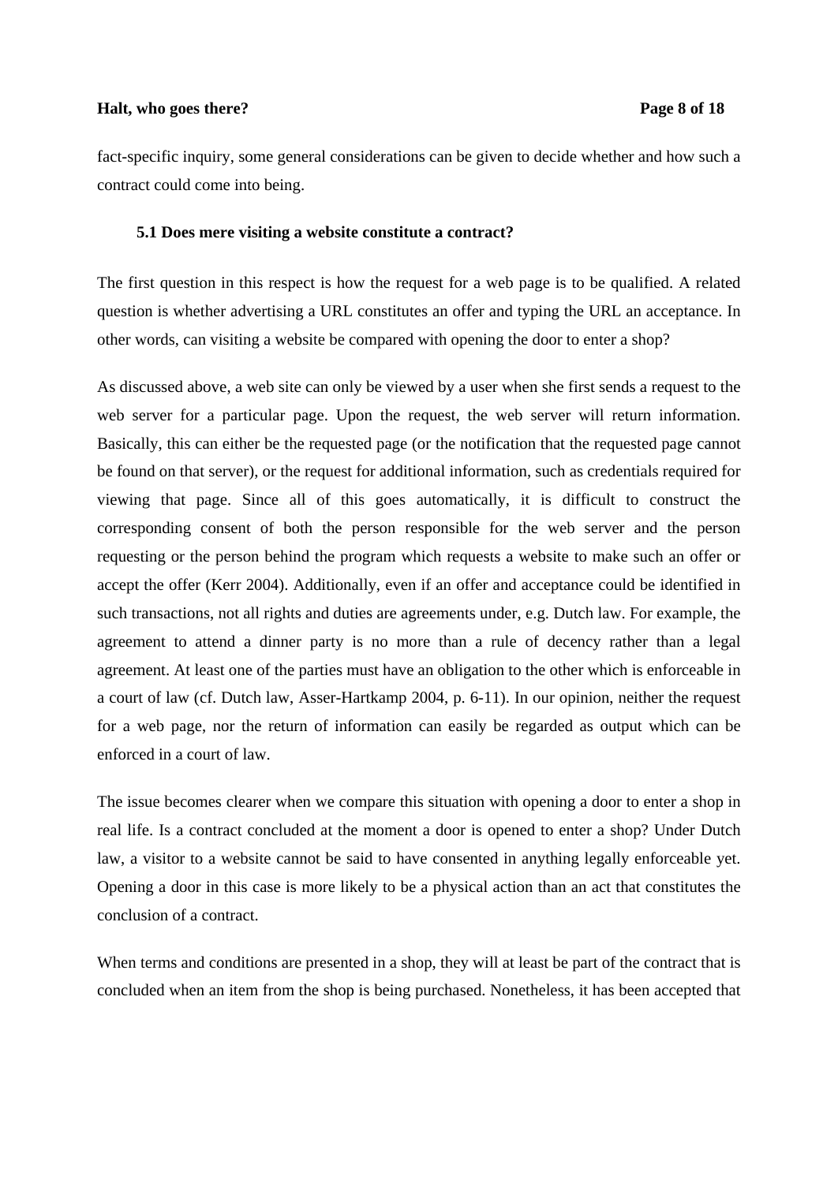fact-specific inquiry, some general considerations can be given to decide whether and how such a contract could come into being.

### 5.1 Does mere visiting a website constitute a contract?

The first question in this respect is how the request for a web page is to be qualified. A related question is whether advertising a URL constitutes an offer and typing the URL an acceptance. In other words, can visiting a website be compared with opening the door to enter a shop?

As discussed above, a web site can only be viewed by a user when she first sends a request to the web server for a particular page. Upon the request, the web server will return information. Basically, this can either be the requested page (or the notification that the requested page cannot be found on that server), or the request for additional information, such as credentials required for viewing that page. Since all of this goes automatically, it is difficult to construct the corresponding consent of both the person responsible for the web server and the person requesting or the person behind the program which requests a website to make such an offer or accept the offer (Kerr 2004). Additionally, even if an offer and acceptance could be identified in such transactions, not all rights and duties are agreements under, e.g. Dutch law. For example, the agreement to attend a dinner party is no more than a rule of decency rather than a legal agreement. At least one of the parties must have an obligation to the other which is enforceable in a court of law (cf. Dutch law, Asser-Hartkamp 2004, p. 6-11). In our opinion, neither the request for a web page, nor the return of information can easily be regarded as output which can be enforced in a court of law.

The issue becomes clearer when we compare this situation with opening a door to enter a shop in real life. Is a contract concluded at the moment a door is opened to enter a shop? Under Dutch law, a visitor to a website cannot be said to have consented in anything legally enforceable yet. Opening a door in this case is more likely to be a physical action than an act that constitutes the conclusion of a contract.

When terms and conditions are presented in a shop, they will at least be part of the contract that is concluded when an item from the shop is being purchased. Nonetheless, it has been accepted that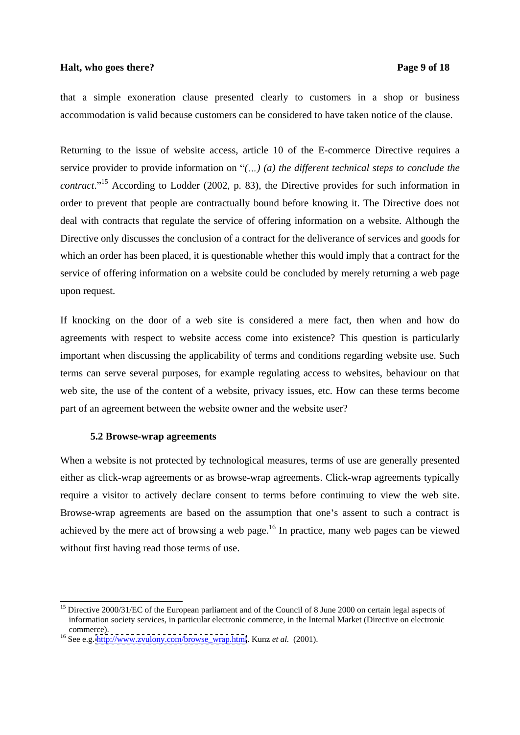that a simple exoneration clause presented clearly to customers in a shop or business accommodation is valid because customers can be considered to have taken notice of the clause.

Returning to the issue of website access, article 10 of the E-commerce Directive requires a service provider to provide information on "*(…) (a) the different technical steps to conclude the contract*."[15] According to Lodder (2002, p. 83), the Directive provides for such information in order to prevent that people are contractually bound before knowing it. The Directive does not deal with contracts that regulate the service of offering information on a website. Although the Directive only discusses the conclusion of a contract for the deliverance of services and goods for which an order has been placed, it is questionable whether this would imply that a contract for the service of offering information on a website could be concluded by merely returning a web page upon request.

If knocking on the door of a web site is considered a mere fact, then when and how do agreements with respect to website access come into existence? This question is particularly important when discussing the applicability of terms and conditions regarding website use. Such terms can serve several purposes, for example regulating access to websites, behaviour on that web site, the use of the content of a website, privacy issues, etc. How can these terms become part of an agreement between the website owner and the website user?

### 5.2 Browse-wrap agreements

When a website is not protected by technological measures, terms of use are generally presented either as click-wrap agreements or as browse-wrap agreements. Click-wrap agreements typically require a visitor to actively declare consent to terms before continuing to view the web site. Browse-wrap agreements are based on the assumption that one's assent to such a contract is achieved by the mere act of browsing a web page.[16] In practice, many web pages can be viewed without first having read those terms of use.

---

[15] Directive 2000/31/EC of the European parliament and of the Council of 8 June 2000 on certain legal aspects of information society services, in particular electronic commerce, in the Internal Market (Directive on electronic commerce).

[16] See e.g. http://www.zvulony.com/browse_wrap.html. Kunz *et al.* (2001).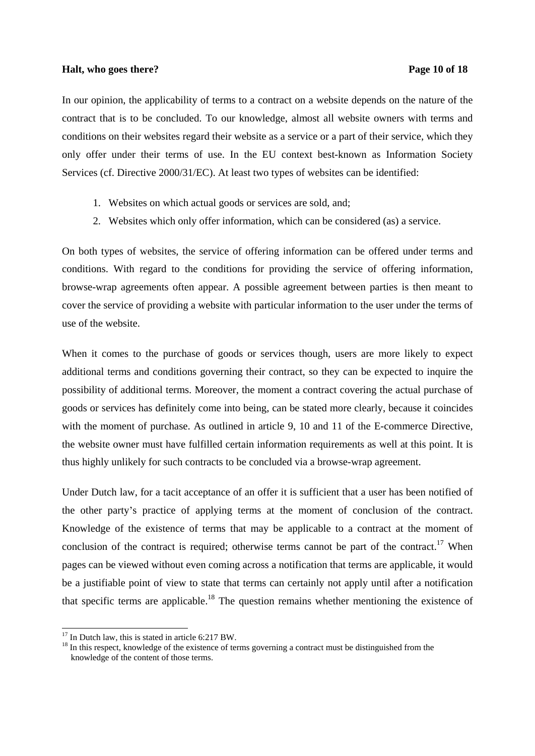In our opinion, the applicability of terms to a contract on a website depends on the nature of the contract that is to be concluded. To our knowledge, almost all website owners with terms and conditions on their websites regard their website as a service or a part of their service, which they only offer under their terms of use. In the EU context best-known as Information Society Services (cf. Directive 2000/31/EC). At least two types of websites can be identified:

1. Websites on which actual goods or services are sold, and;
2. Websites which only offer information, which can be considered (as) a service.

On both types of websites, the service of offering information can be offered under terms and conditions. With regard to the conditions for providing the service of offering information, browse-wrap agreements often appear. A possible agreement between parties is then meant to cover the service of providing a website with particular information to the user under the terms of use of the website.

When it comes to the purchase of goods or services though, users are more likely to expect additional terms and conditions governing their contract, so they can be expected to inquire the possibility of additional terms. Moreover, the moment a contract covering the actual purchase of goods or services has definitely come into being, can be stated more clearly, because it coincides with the moment of purchase. As outlined in article 9, 10 and 11 of the E-commerce Directive, the website owner must have fulfilled certain information requirements as well at this point. It is thus highly unlikely for such contracts to be concluded via a browse-wrap agreement.

Under Dutch law, for a tacit acceptance of an offer it is sufficient that a user has been notified of the other party's practice of applying terms at the moment of conclusion of the contract. Knowledge of the existence of terms that may be applicable to a contract at the moment of conclusion of the contract is required; otherwise terms cannot be part of the contract.[17] When pages can be viewed without even coming across a notification that terms are applicable, it would be a justifiable point of view to state that terms can certainly not apply until after a notification that specific terms are applicable.[18] The question remains whether mentioning the existence of

[17] In Dutch law, this is stated in article 6:217 BW.

[18] In this respect, knowledge of the existence of terms governing a contract must be distinguished from the knowledge of the content of those terms.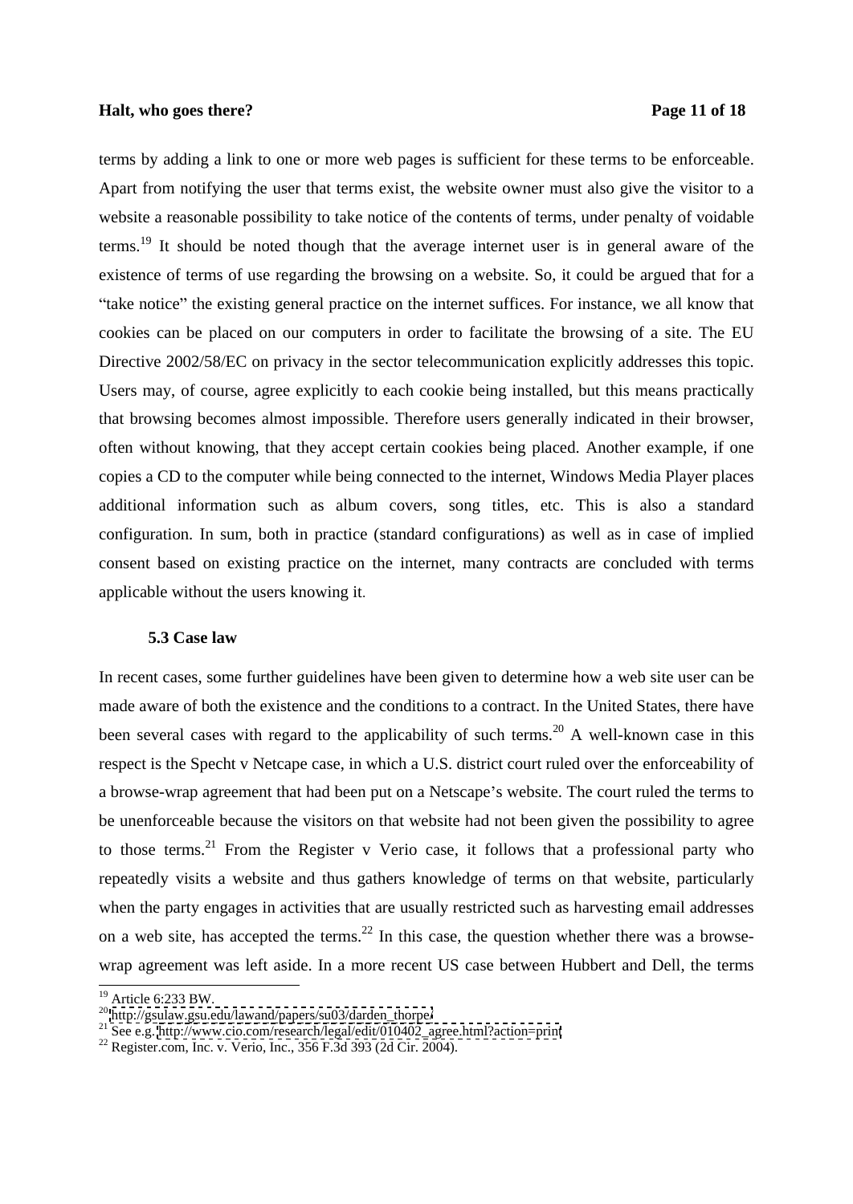terms by adding a link to one or more web pages is sufficient for these terms to be enforceable. Apart from notifying the user that terms exist, the website owner must also give the visitor to a website a reasonable possibility to take notice of the contents of terms, under penalty of voidable terms.[19] It should be noted though that the average internet user is in general aware of the existence of terms of use regarding the browsing on a website. So, it could be argued that for a "take notice" the existing general practice on the internet suffices. For instance, we all know that cookies can be placed on our computers in order to facilitate the browsing of a site. The EU Directive 2002/58/EC on privacy in the sector telecommunication explicitly addresses this topic. Users may, of course, agree explicitly to each cookie being installed, but this means practically that browsing becomes almost impossible. Therefore users generally indicated in their browser, often without knowing, that they accept certain cookies being placed. Another example, if one copies a CD to the computer while being connected to the internet, Windows Media Player places additional information such as album covers, song titles, etc. This is also a standard configuration. In sum, both in practice (standard configurations) as well as in case of implied consent based on existing practice on the internet, many contracts are concluded with terms applicable without the users knowing it.

### 5.3 Case law

In recent cases, some further guidelines have been given to determine how a web site user can be made aware of both the existence and the conditions to a contract. In the United States, there have been several cases with regard to the applicability of such terms.[20] A well-known case in this respect is the Specht v Netcape case, in which a U.S. district court ruled over the enforceability of a browse-wrap agreement that had been put on a Netscape's website. The court ruled the terms to be unenforceable because the visitors on that website had not been given the possibility to agree to those terms.[21] From the Register v Verio case, it follows that a professional party who repeatedly visits a website and thus gathers knowledge of terms on that website, particularly when the party engages in activities that are usually restricted such as harvesting email addresses on a web site, has accepted the terms.[22] In this case, the question whether there was a browse-wrap agreement was left aside. In a more recent US case between Hubbert and Dell, the terms

---

[19] Article 6:233 BW.

[20] http://gsulaw.gsu.edu/lawand/papers/su03/darden_thorpe/

[21] See e.g. http://www.cio.com/research/legal/edit/010402_agree.html?action=print

[22] Register.com, Inc. v. Verio, Inc., 356 F.3d 393 (2d Cir. 2004).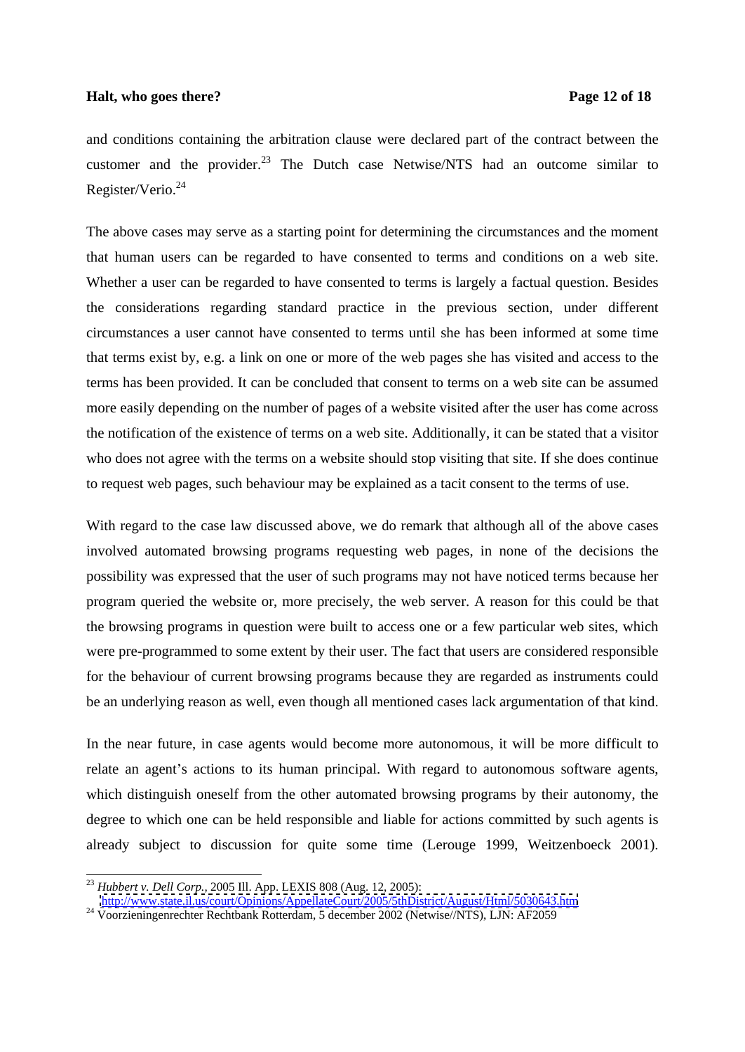and conditions containing the arbitration clause were declared part of the contract between the customer and the provider.[23] The Dutch case Netwise/NTS had an outcome similar to Register/Verio.[24]

The above cases may serve as a starting point for determining the circumstances and the moment that human users can be regarded to have consented to terms and conditions on a web site. Whether a user can be regarded to have consented to terms is largely a factual question. Besides the considerations regarding standard practice in the previous section, under different circumstances a user cannot have consented to terms until she has been informed at some time that terms exist by, e.g. a link on one or more of the web pages she has visited and access to the terms has been provided. It can be concluded that consent to terms on a web site can be assumed more easily depending on the number of pages of a website visited after the user has come across the notification of the existence of terms on a web site. Additionally, it can be stated that a visitor who does not agree with the terms on a website should stop visiting that site. If she does continue to request web pages, such behaviour may be explained as a tacit consent to the terms of use.

With regard to the case law discussed above, we do remark that although all of the above cases involved automated browsing programs requesting web pages, in none of the decisions the possibility was expressed that the user of such programs may not have noticed terms because her program queried the website or, more precisely, the web server. A reason for this could be that the browsing programs in question were built to access one or a few particular web sites, which were pre-programmed to some extent by their user. The fact that users are considered responsible for the behaviour of current browsing programs because they are regarded as instruments could be an underlying reason as well, even though all mentioned cases lack argumentation of that kind.

In the near future, in case agents would become more autonomous, it will be more difficult to relate an agent's actions to its human principal. With regard to autonomous software agents, which distinguish oneself from the other automated browsing programs by their autonomy, the degree to which one can be held responsible and liable for actions committed by such agents is already subject to discussion for quite some time (Lerouge 1999, Weitzenboeck 2001).

---

[23] *Hubbert v. Dell Corp.*, 2005 Ill. App. LEXIS 808 (Aug. 12, 2005): http://www.state.il.us/court/Opinions/AppellateCourt/2005/5thDistrict/August/Html/5030643.htm

[24] Voorzieningenrechter Rechtbank Rotterdam, 5 december 2002 (Netwise//NTS), LJN: AF2059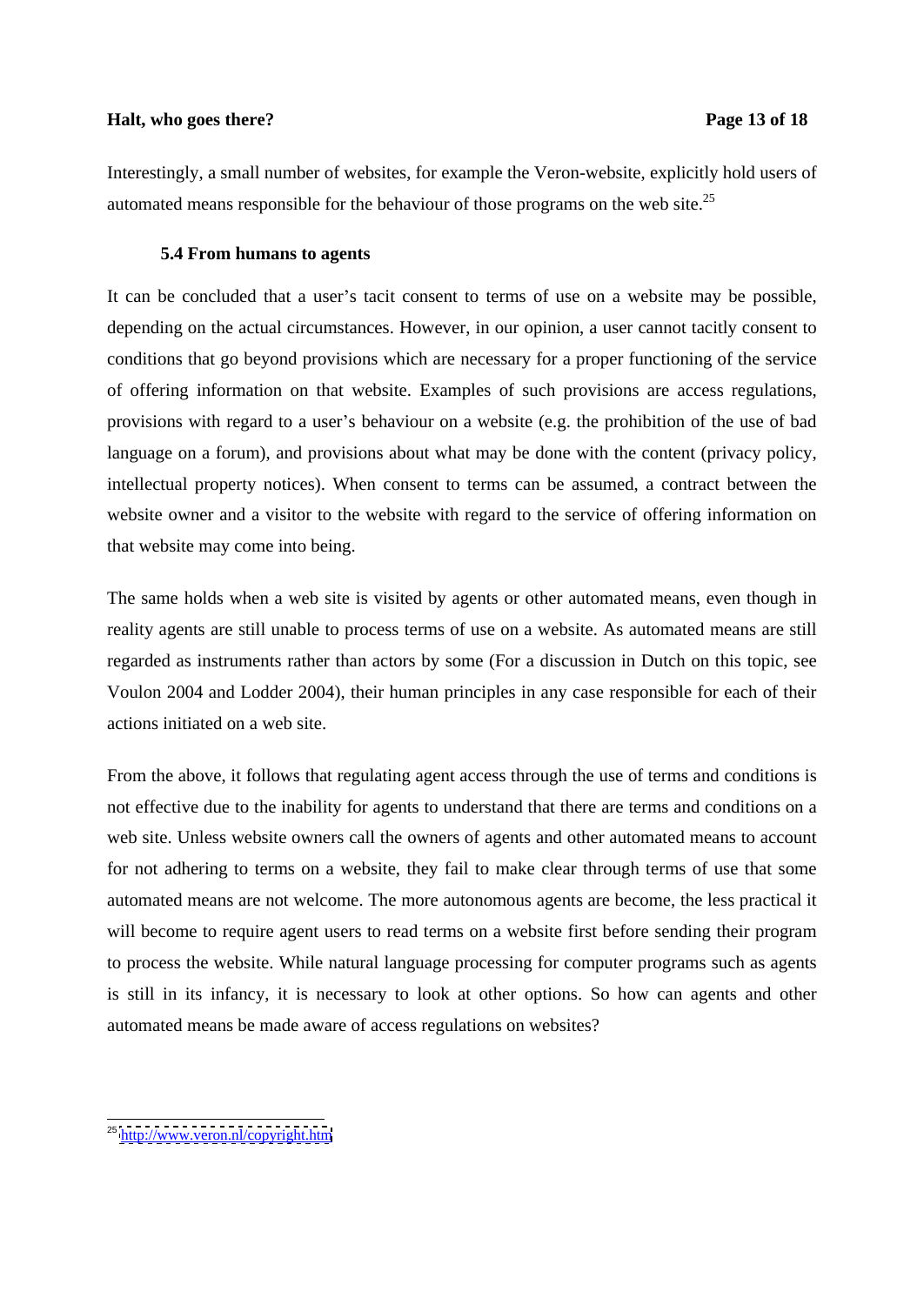Interestingly, a small number of websites, for example the Veron-website, explicitly hold users of automated means responsible for the behaviour of those programs on the web site.[25]

### 5.4 From humans to agents

It can be concluded that a user's tacit consent to terms of use on a website may be possible, depending on the actual circumstances. However, in our opinion, a user cannot tacitly consent to conditions that go beyond provisions which are necessary for a proper functioning of the service of offering information on that website. Examples of such provisions are access regulations, provisions with regard to a user's behaviour on a website (e.g. the prohibition of the use of bad language on a forum), and provisions about what may be done with the content (privacy policy, intellectual property notices). When consent to terms can be assumed, a contract between the website owner and a visitor to the website with regard to the service of offering information on that website may come into being.

The same holds when a web site is visited by agents or other automated means, even though in reality agents are still unable to process terms of use on a website. As automated means are still regarded as instruments rather than actors by some (For a discussion in Dutch on this topic, see Voulon 2004 and Lodder 2004), their human principles in any case responsible for each of their actions initiated on a web site.

From the above, it follows that regulating agent access through the use of terms and conditions is not effective due to the inability for agents to understand that there are terms and conditions on a web site. Unless website owners call the owners of agents and other automated means to account for not adhering to terms on a website, they fail to make clear through terms of use that some automated means are not welcome. The more autonomous agents are become, the less practical it will become to require agent users to read terms on a website first before sending their program to process the website. While natural language processing for computer programs such as agents is still in its infancy, it is necessary to look at other options. So how can agents and other automated means be made aware of access regulations on websites?

---

[25] http://www.veron.nl/copyright.htm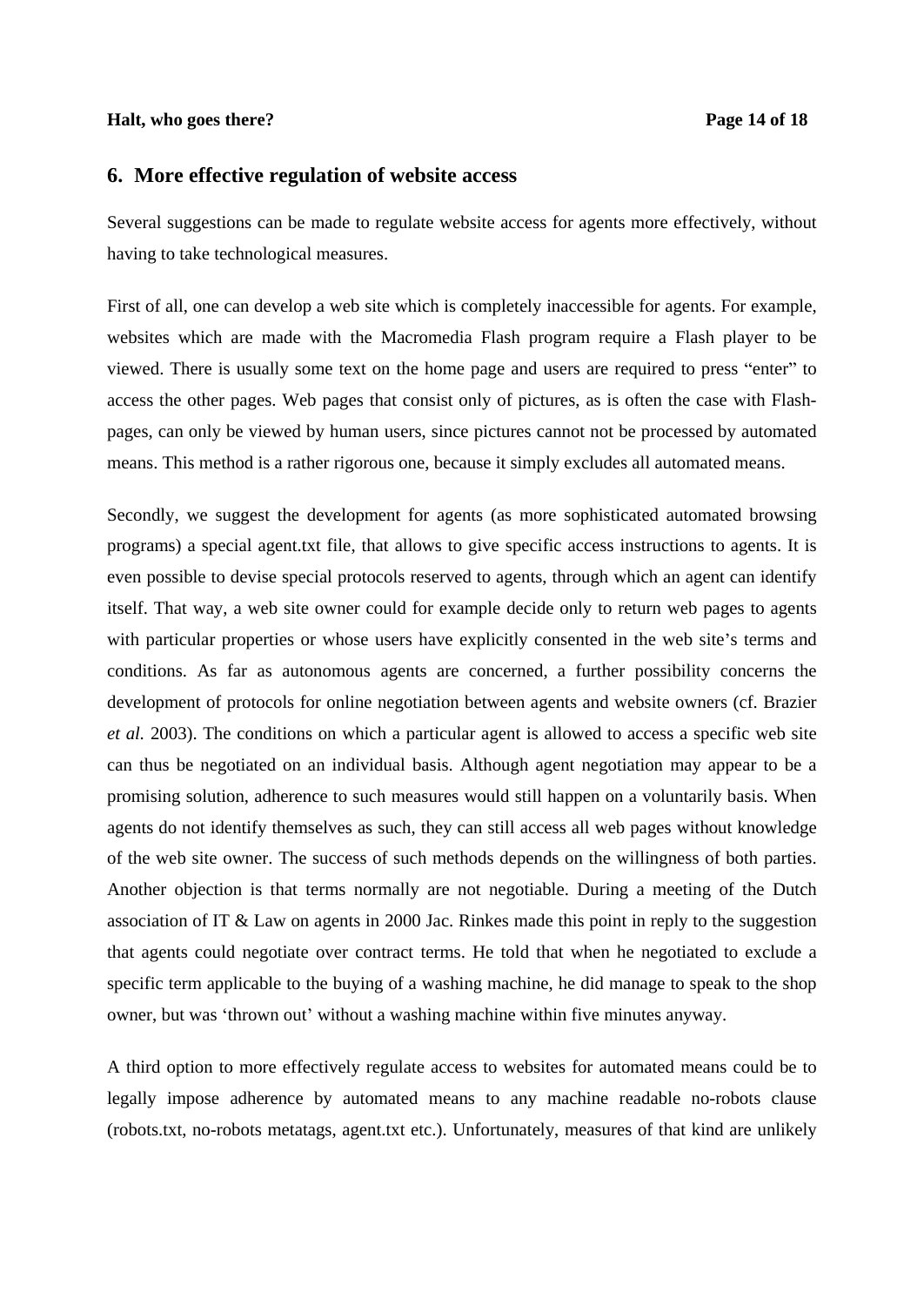## 6. More effective regulation of website access

Several suggestions can be made to regulate website access for agents more effectively, without having to take technological measures.

First of all, one can develop a web site which is completely inaccessible for agents. For example, websites which are made with the Macromedia Flash program require a Flash player to be viewed. There is usually some text on the home page and users are required to press "enter" to access the other pages. Web pages that consist only of pictures, as is often the case with Flash-pages, can only be viewed by human users, since pictures cannot not be processed by automated means. This method is a rather rigorous one, because it simply excludes all automated means.

Secondly, we suggest the development for agents (as more sophisticated automated browsing programs) a special agent.txt file, that allows to give specific access instructions to agents. It is even possible to devise special protocols reserved to agents, through which an agent can identify itself. That way, a web site owner could for example decide only to return web pages to agents with particular properties or whose users have explicitly consented in the web site's terms and conditions. As far as autonomous agents are concerned, a further possibility concerns the development of protocols for online negotiation between agents and website owners (cf. Brazier *et al.* 2003). The conditions on which a particular agent is allowed to access a specific web site can thus be negotiated on an individual basis. Although agent negotiation may appear to be a promising solution, adherence to such measures would still happen on a voluntarily basis. When agents do not identify themselves as such, they can still access all web pages without knowledge of the web site owner. The success of such methods depends on the willingness of both parties. Another objection is that terms normally are not negotiable. During a meeting of the Dutch association of IT & Law on agents in 2000 Jac. Rinkes made this point in reply to the suggestion that agents could negotiate over contract terms. He told that when he negotiated to exclude a specific term applicable to the buying of a washing machine, he did manage to speak to the shop owner, but was 'thrown out' without a washing machine within five minutes anyway.

A third option to more effectively regulate access to websites for automated means could be to legally impose adherence by automated means to any machine readable no-robots clause (robots.txt, no-robots metatags, agent.txt etc.). Unfortunately, measures of that kind are unlikely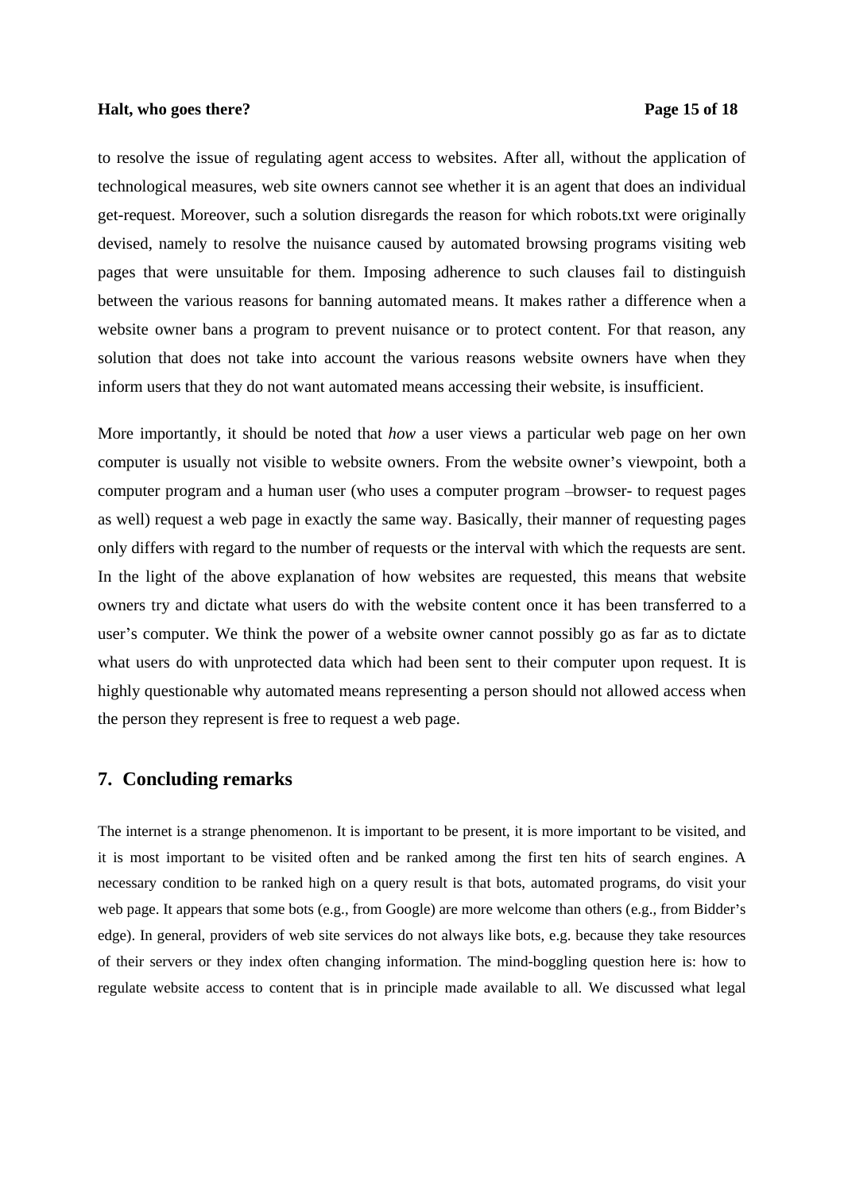to resolve the issue of regulating agent access to websites. After all, without the application of technological measures, web site owners cannot see whether it is an agent that does an individual get-request. Moreover, such a solution disregards the reason for which robots.txt were originally devised, namely to resolve the nuisance caused by automated browsing programs visiting web pages that were unsuitable for them. Imposing adherence to such clauses fail to distinguish between the various reasons for banning automated means. It makes rather a difference when a website owner bans a program to prevent nuisance or to protect content. For that reason, any solution that does not take into account the various reasons website owners have when they inform users that they do not want automated means accessing their website, is insufficient.

More importantly, it should be noted that *how* a user views a particular web page on her own computer is usually not visible to website owners. From the website owner's viewpoint, both a computer program and a human user (who uses a computer program –browser- to request pages as well) request a web page in exactly the same way. Basically, their manner of requesting pages only differs with regard to the number of requests or the interval with which the requests are sent. In the light of the above explanation of how websites are requested, this means that website owners try and dictate what users do with the website content once it has been transferred to a user's computer. We think the power of a website owner cannot possibly go as far as to dictate what users do with unprotected data which had been sent to their computer upon request. It is highly questionable why automated means representing a person should not allowed access when the person they represent is free to request a web page.

## 7. Concluding remarks

The internet is a strange phenomenon. It is important to be present, it is more important to be visited, and it is most important to be visited often and be ranked among the first ten hits of search engines. A necessary condition to be ranked high on a query result is that bots, automated programs, do visit your web page. It appears that some bots (e.g., from Google) are more welcome than others (e.g., from Bidder's edge). In general, providers of web site services do not always like bots, e.g. because they take resources of their servers or they index often changing information. The mind-boggling question here is: how to regulate website access to content that is in principle made available to all. We discussed what legal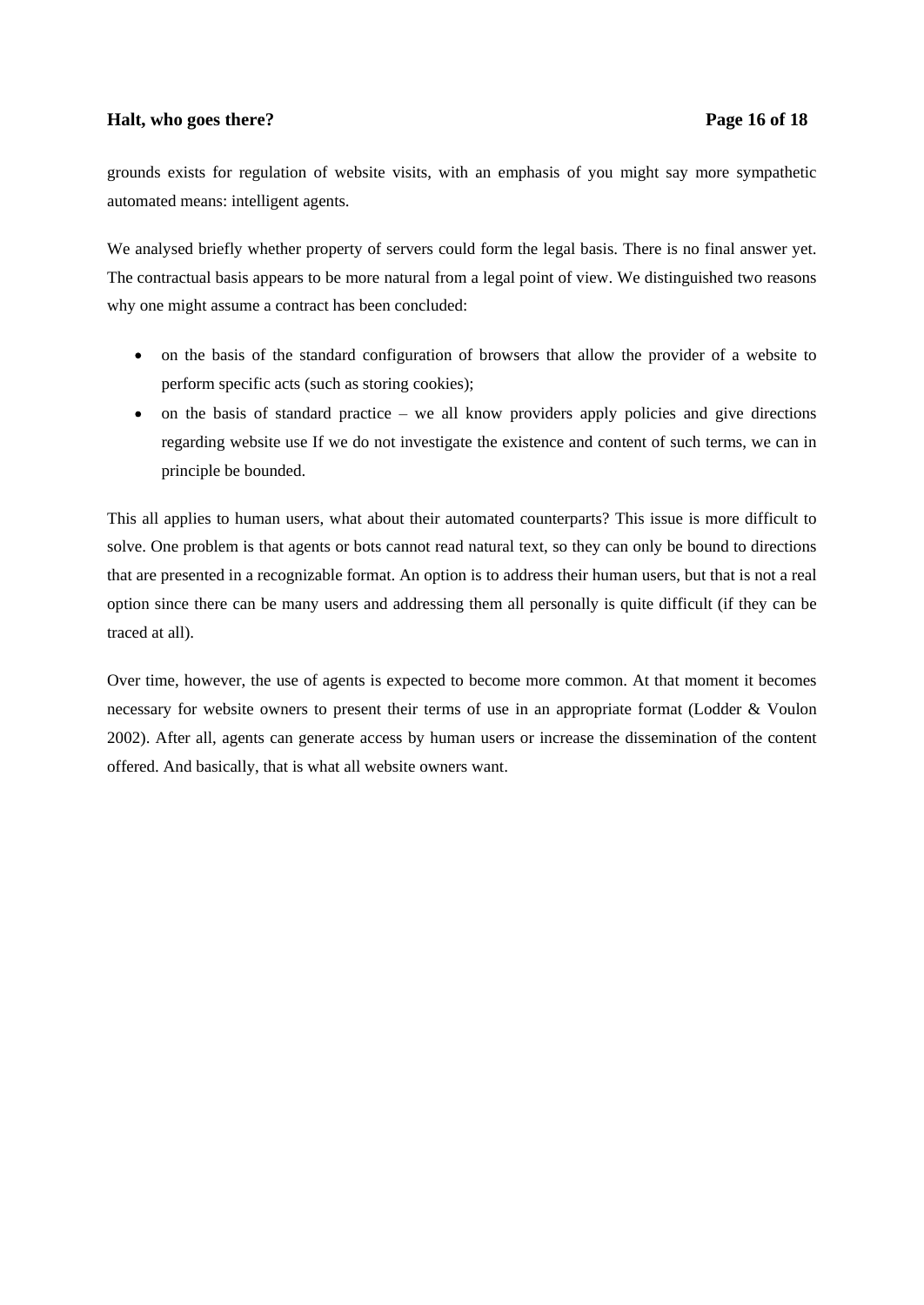grounds exists for regulation of website visits, with an emphasis of you might say more sympathetic automated means: intelligent agents.

We analysed briefly whether property of servers could form the legal basis. There is no final answer yet. The contractual basis appears to be more natural from a legal point of view. We distinguished two reasons why one might assume a contract has been concluded:

- on the basis of the standard configuration of browsers that allow the provider of a website to perform specific acts (such as storing cookies);
- on the basis of standard practice – we all know providers apply policies and give directions regarding website use If we do not investigate the existence and content of such terms, we can in principle be bounded.

This all applies to human users, what about their automated counterparts? This issue is more difficult to solve. One problem is that agents or bots cannot read natural text, so they can only be bound to directions that are presented in a recognizable format. An option is to address their human users, but that is not a real option since there can be many users and addressing them all personally is quite difficult (if they can be traced at all).

Over time, however, the use of agents is expected to become more common. At that moment it becomes necessary for website owners to present their terms of use in an appropriate format (Lodder & Voulon 2002). After all, agents can generate access by human users or increase the dissemination of the content offered. And basically, that is what all website owners want.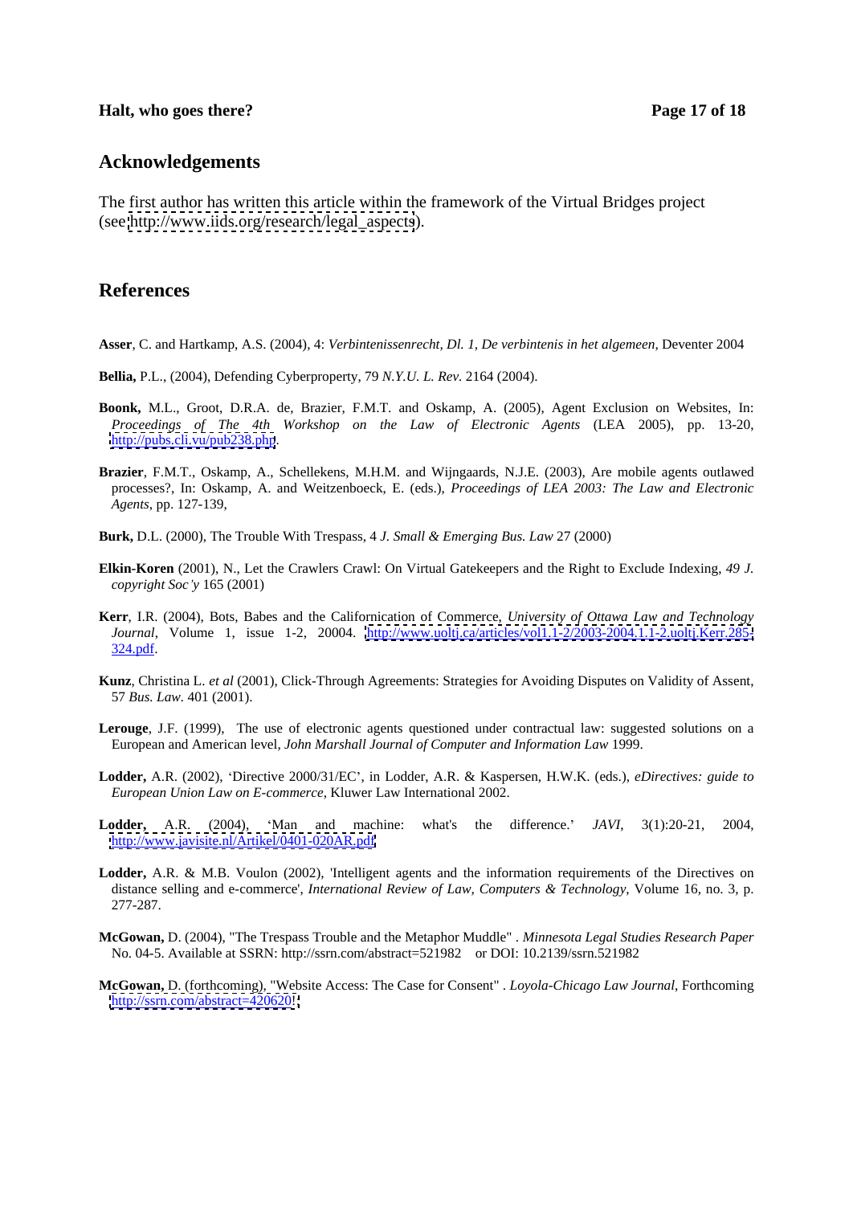## Acknowledgements

The first author has written this article within the framework of the Virtual Bridges project (see http://www.iids.org/research/legal_aspects).

## References

**Asser**, C. and Hartkamp, A.S. (2004), 4: *Verbintenissenrecht, Dl. 1, De verbintenis in het algemeen,* Deventer 2004

**Bellia,** P.L., (2004), Defending Cyberproperty, 79 *N.Y.U. L. Rev.* 2164 (2004).

**Boonk,** M.L., Groot, D.R.A. de, Brazier, F.M.T. and Oskamp, A. (2005), Agent Exclusion on Websites, In: *Proceedings of The 4th Workshop on the Law of Electronic Agents* (LEA 2005), pp. 13-20, http://pubs.cli.vu/pub238.php.

**Brazier**, F.M.T., Oskamp, A., Schellekens, M.H.M. and Wijngaards, N.J.E. (2003), Are mobile agents outlawed processes?, In: Oskamp, A. and Weitzenboeck, E. (eds.), *Proceedings of LEA 2003: The Law and Electronic Agents*, pp. 127-139,

**Burk,** D.L. (2000), The Trouble With Trespass, 4 *J. Small & Emerging Bus. Law* 27 (2000)

**Elkin-Koren** (2001), N., Let the Crawlers Crawl: On Virtual Gatekeepers and the Right to Exclude Indexing, *49 J. copyright Soc'y* 165 (2001)

**Kerr**, I.R. (2004), Bots, Babes and the Californication of Commerce, *University of Ottawa Law and Technology Journal*, Volume 1, issue 1-2, 20004. http://www.uoltj.ca/articles/vol1.1-2/2003-2004.1.1-2.uoltj.Kerr.285-324.pdf.

**Kunz**, Christina L. *et al* (2001), Click-Through Agreements: Strategies for Avoiding Disputes on Validity of Assent, 57 *Bus. Law*. 401 (2001).

**Lerouge**, J.F. (1999), The use of electronic agents questioned under contractual law: suggested solutions on a European and American level, *John Marshall Journal of Computer and Information Law* 1999.

**Lodder,** A.R. (2002), 'Directive 2000/31/EC', in Lodder, A.R. & Kaspersen, H.W.K. (eds.), *eDirectives: guide to European Union Law on E-commerce*, Kluwer Law International 2002.

**Lodder,** A.R. (2004), 'Man and machine: what's the difference.' *JAVI*, 3(1):20-21, 2004, http://www.javisite.nl/Artikel/0401-020AR.pdf

**Lodder,** A.R. & M.B. Voulon (2002), 'Intelligent agents and the information requirements of the Directives on distance selling and e-commerce', *International Review of Law, Computers & Technology*, Volume 16, no. 3, p. 277-287.

**McGowan,** D. (2004), "The Trespass Trouble and the Metaphor Muddle" . *Minnesota Legal Studies Research Paper* No. 04-5. Available at SSRN: http://ssrn.com/abstract=521982 or DOI: 10.2139/ssrn.521982

**McGowan,** D. (forthcoming), "Website Access: The Case for Consent" . *Loyola-Chicago Law Journal*, Forthcoming http://ssrn.com/abstract=420620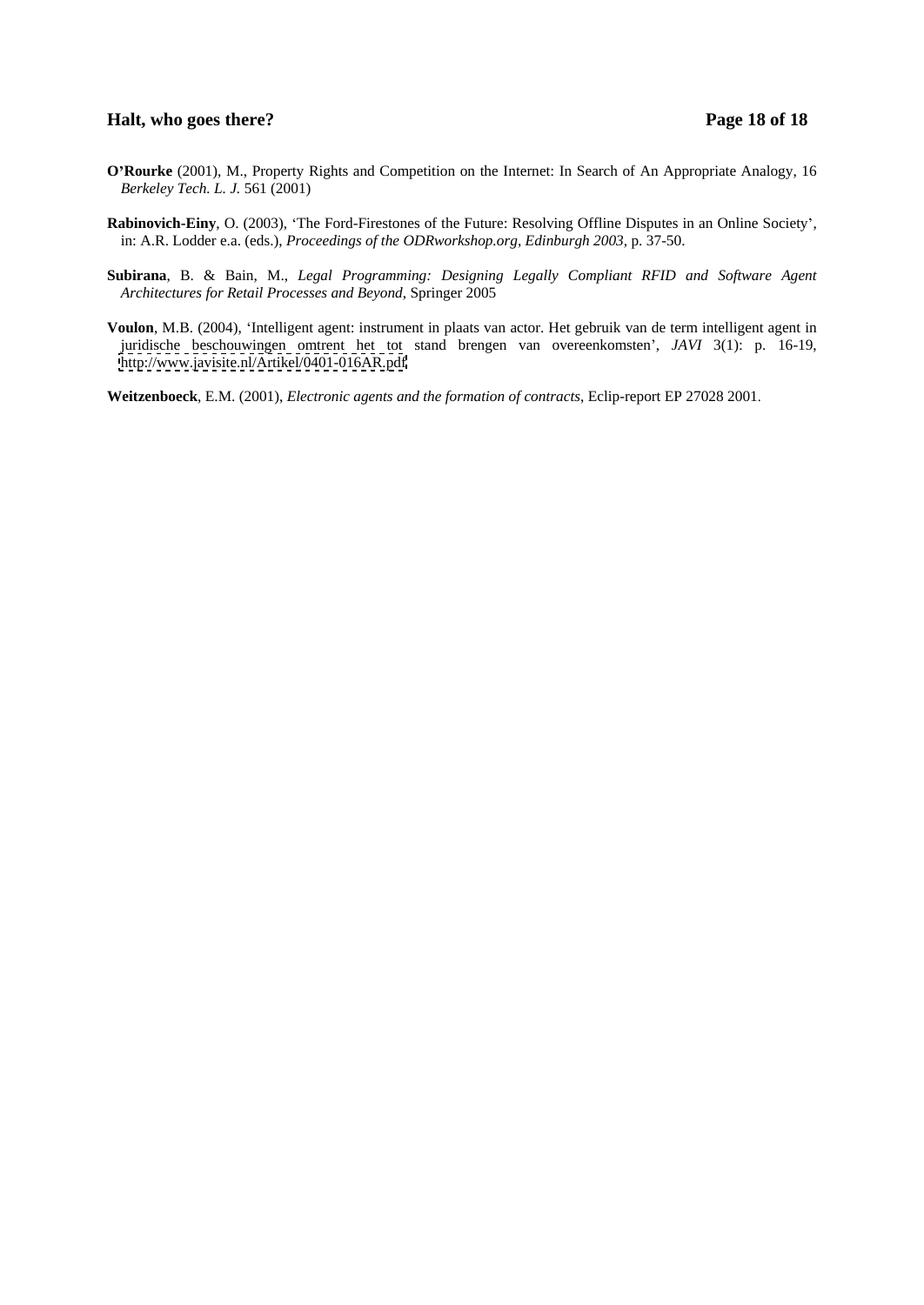**O'Rourke** (2001), M., Property Rights and Competition on the Internet: In Search of An Appropriate Analogy, 16 *Berkeley Tech. L. J.* 561 (2001)

**Rabinovich-Einy**, O. (2003), 'The Ford-Firestones of the Future: Resolving Offline Disputes in an Online Society', in: A.R. Lodder e.a. (eds.), *Proceedings of the ODRworkshop.org, Edinburgh 2003*, p. 37-50.

**Subirana**, B. & Bain, M., *Legal Programming: Designing Legally Compliant RFID and Software Agent Architectures for Retail Processes and Beyond*, Springer 2005

**Voulon**, M.B. (2004), 'Intelligent agent: instrument in plaats van actor. Het gebruik van de term intelligent agent in juridische beschouwingen omtrent het tot stand brengen van overeenkomsten', *JAVI* 3(1): p. 16-19, http://www.javisite.nl/Artikel/0401-016AR.pdf

**Weitzenboeck**, E.M. (2001), *Electronic agents and the formation of contracts*, Eclip-report EP 27028 2001.